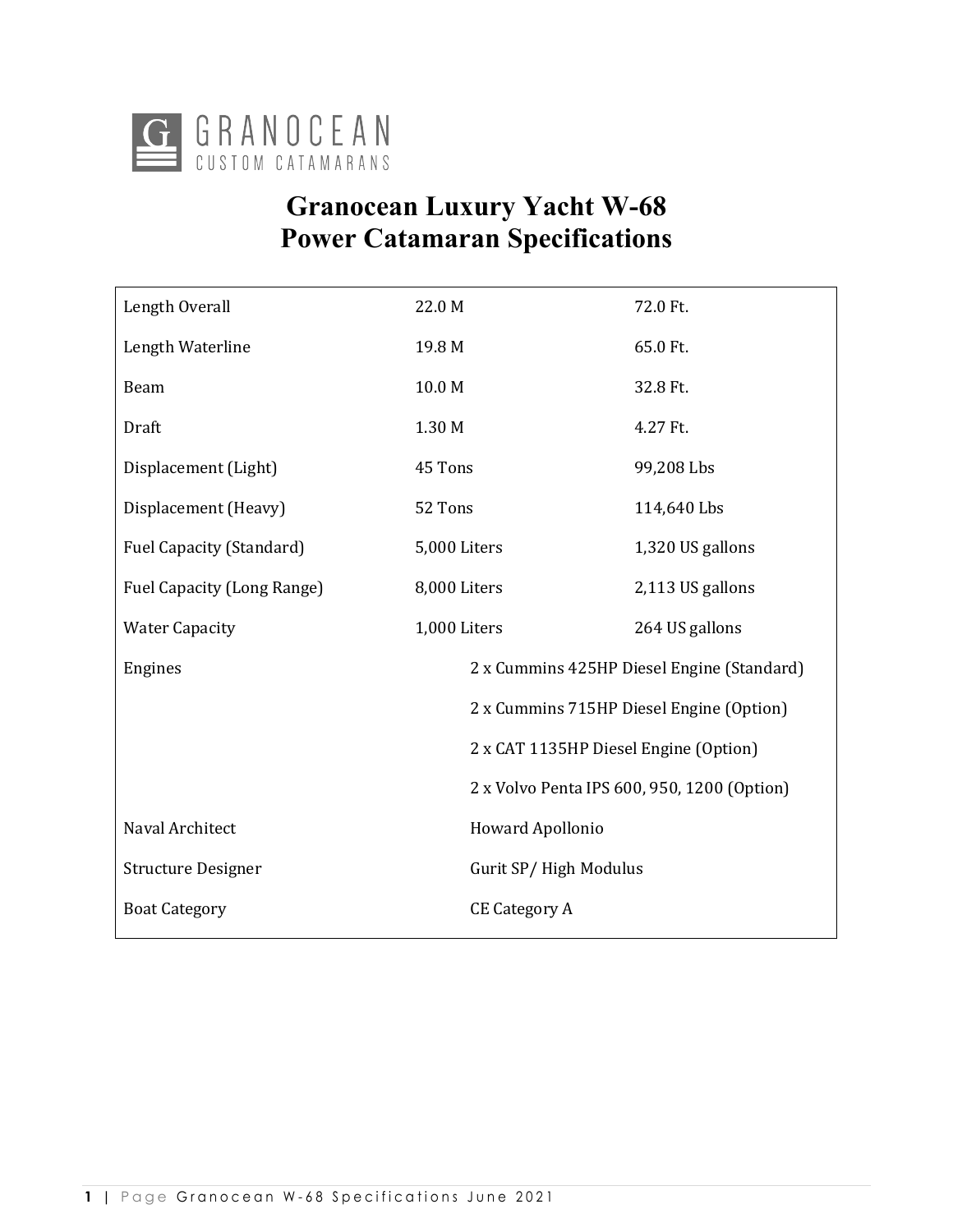GRANOCEAN
CUSTOM CATAMARANS

# Granocean Luxury Yacht W-68
# Power Catamaran Specifications

| | | |
|---|---|---|
| Length Overall | 22.0 M | 72.0 Ft. |
| Length Waterline | 19.8 M | 65.0 Ft. |
| Beam | 10.0 M | 32.8 Ft. |
| Draft | 1.30 M | 4.27 Ft. |
| Displacement (Light) | 45 Tons | 99,208 Lbs |
| Displacement (Heavy) | 52 Tons | 114,640 Lbs |
| Fuel Capacity (Standard) | 5,000 Liters | 1,320 US gallons |
| Fuel Capacity (Long Range) | 8,000 Liters | 2,113 US gallons |
| Water Capacity | 1,000 Liters | 264 US gallons |
| Engines | 2 x Cummins 425HP Diesel Engine (Standard) | |
| | 2 x Cummins 715HP Diesel Engine (Option) | |
| | 2 x CAT 1135HP Diesel Engine (Option) | |
| | 2 x Volvo Penta IPS 600, 950, 1200 (Option) | |
| Naval Architect | Howard Apollonio | |
| Structure Designer | Gurit SP/ High Modulus | |
| Boat Category | CE Category A | |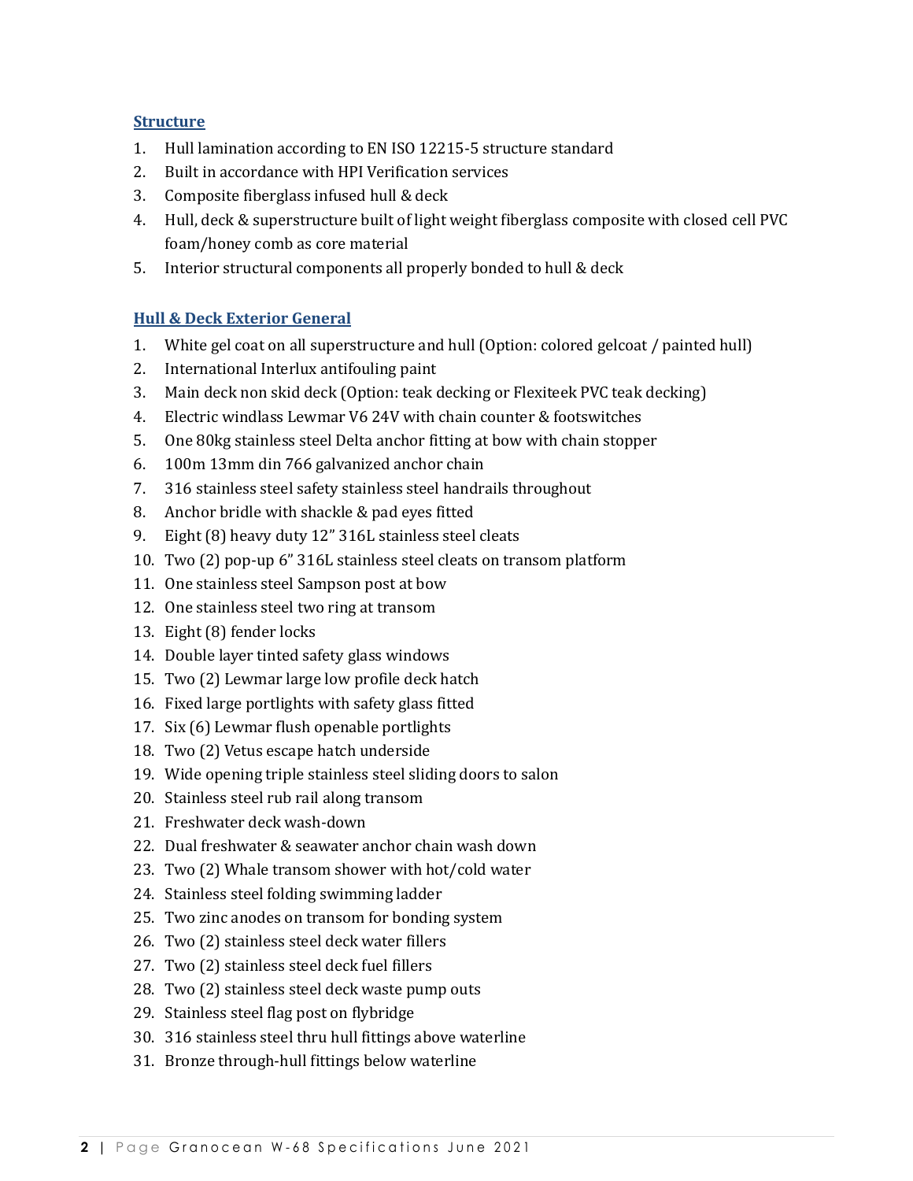## Structure

1. Hull lamination according to EN ISO 12215-5 structure standard
2. Built in accordance with HPI Verification services
3. Composite fiberglass infused hull & deck
4. Hull, deck & superstructure built of light weight fiberglass composite with closed cell PVC foam/honey comb as core material
5. Interior structural components all properly bonded to hull & deck

## Hull & Deck Exterior General

1. White gel coat on all superstructure and hull (Option: colored gelcoat / painted hull)
2. International Interlux antifouling paint
3. Main deck non skid deck (Option: teak decking or Flexiteek PVC teak decking)
4. Electric windlass Lewmar V6 24V with chain counter & footswitches
5. One 80kg stainless steel Delta anchor fitting at bow with chain stopper
6. 100m 13mm din 766 galvanized anchor chain
7. 316 stainless steel safety stainless steel handrails throughout
8. Anchor bridle with shackle & pad eyes fitted
9. Eight (8) heavy duty 12" 316L stainless steel cleats
10. Two (2) pop-up 6" 316L stainless steel cleats on transom platform
11. One stainless steel Sampson post at bow
12. One stainless steel two ring at transom
13. Eight (8) fender locks
14. Double layer tinted safety glass windows
15. Two (2) Lewmar large low profile deck hatch
16. Fixed large portlights with safety glass fitted
17. Six (6) Lewmar flush openable portlights
18. Two (2) Vetus escape hatch underside
19. Wide opening triple stainless steel sliding doors to salon
20. Stainless steel rub rail along transom
21. Freshwater deck wash-down
22. Dual freshwater & seawater anchor chain wash down
23. Two (2) Whale transom shower with hot/cold water
24. Stainless steel folding swimming ladder
25. Two zinc anodes on transom for bonding system
26. Two (2) stainless steel deck water fillers
27. Two (2) stainless steel deck fuel fillers
28. Two (2) stainless steel deck waste pump outs
29. Stainless steel flag post on flybridge
30. 316 stainless steel thru hull fittings above waterline
31. Bronze through-hull fittings below waterline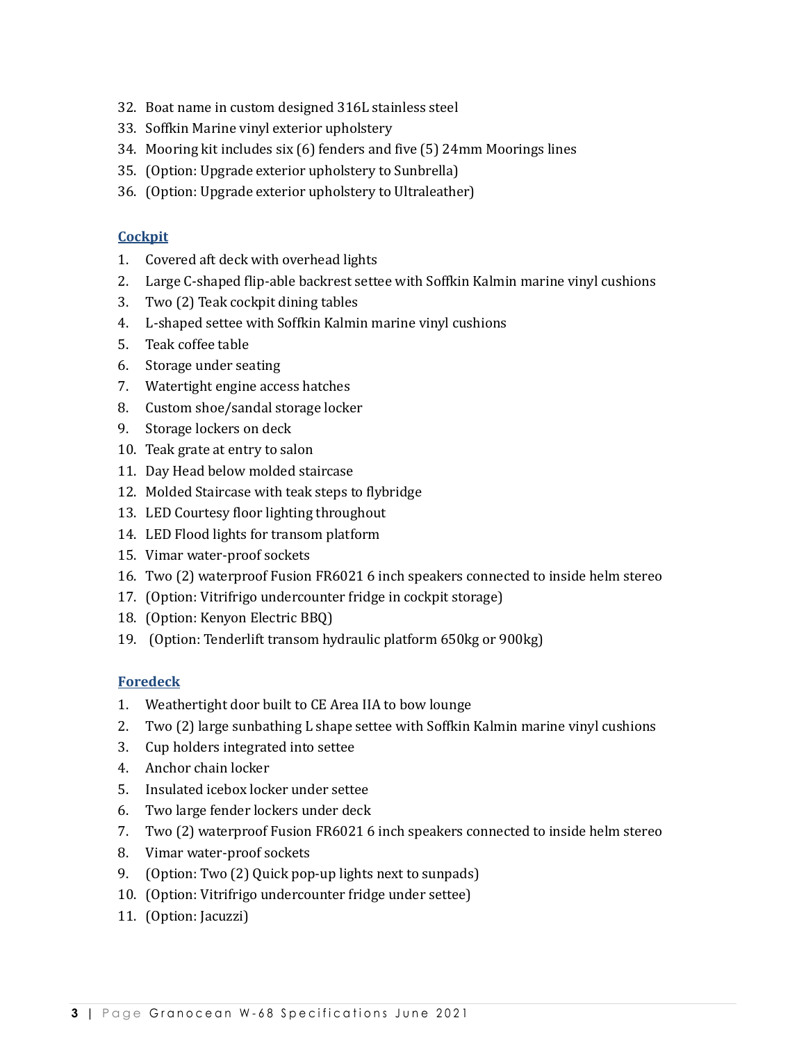32. Boat name in custom designed 316L stainless steel
33. Soffkin Marine vinyl exterior upholstery
34. Mooring kit includes six (6) fenders and five (5) 24mm Moorings lines
35. (Option: Upgrade exterior upholstery to Sunbrella)
36. (Option: Upgrade exterior upholstery to Ultraleather)

## Cockpit

1. Covered aft deck with overhead lights
2. Large C-shaped flip-able backrest settee with Soffkin Kalmin marine vinyl cushions
3. Two (2) Teak cockpit dining tables
4. L-shaped settee with Soffkin Kalmin marine vinyl cushions
5. Teak coffee table
6. Storage under seating
7. Watertight engine access hatches
8. Custom shoe/sandal storage locker
9. Storage lockers on deck
10. Teak grate at entry to salon
11. Day Head below molded staircase
12. Molded Staircase with teak steps to flybridge
13. LED Courtesy floor lighting throughout
14. LED Flood lights for transom platform
15. Vimar water-proof sockets
16. Two (2) waterproof Fusion FR6021 6 inch speakers connected to inside helm stereo
17. (Option: Vitrifrigo undercounter fridge in cockpit storage)
18. (Option: Kenyon Electric BBQ)
19. (Option: Tenderlift transom hydraulic platform 650kg or 900kg)

## Foredeck

1. Weathertight door built to CE Area IIA to bow lounge
2. Two (2) large sunbathing L shape settee with Soffkin Kalmin marine vinyl cushions
3. Cup holders integrated into settee
4. Anchor chain locker
5. Insulated icebox locker under settee
6. Two large fender lockers under deck
7. Two (2) waterproof Fusion FR6021 6 inch speakers connected to inside helm stereo
8. Vimar water-proof sockets
9. (Option: Two (2) Quick pop-up lights next to sunpads)
10. (Option: Vitrifrigo undercounter fridge under settee)
11. (Option: Jacuzzi)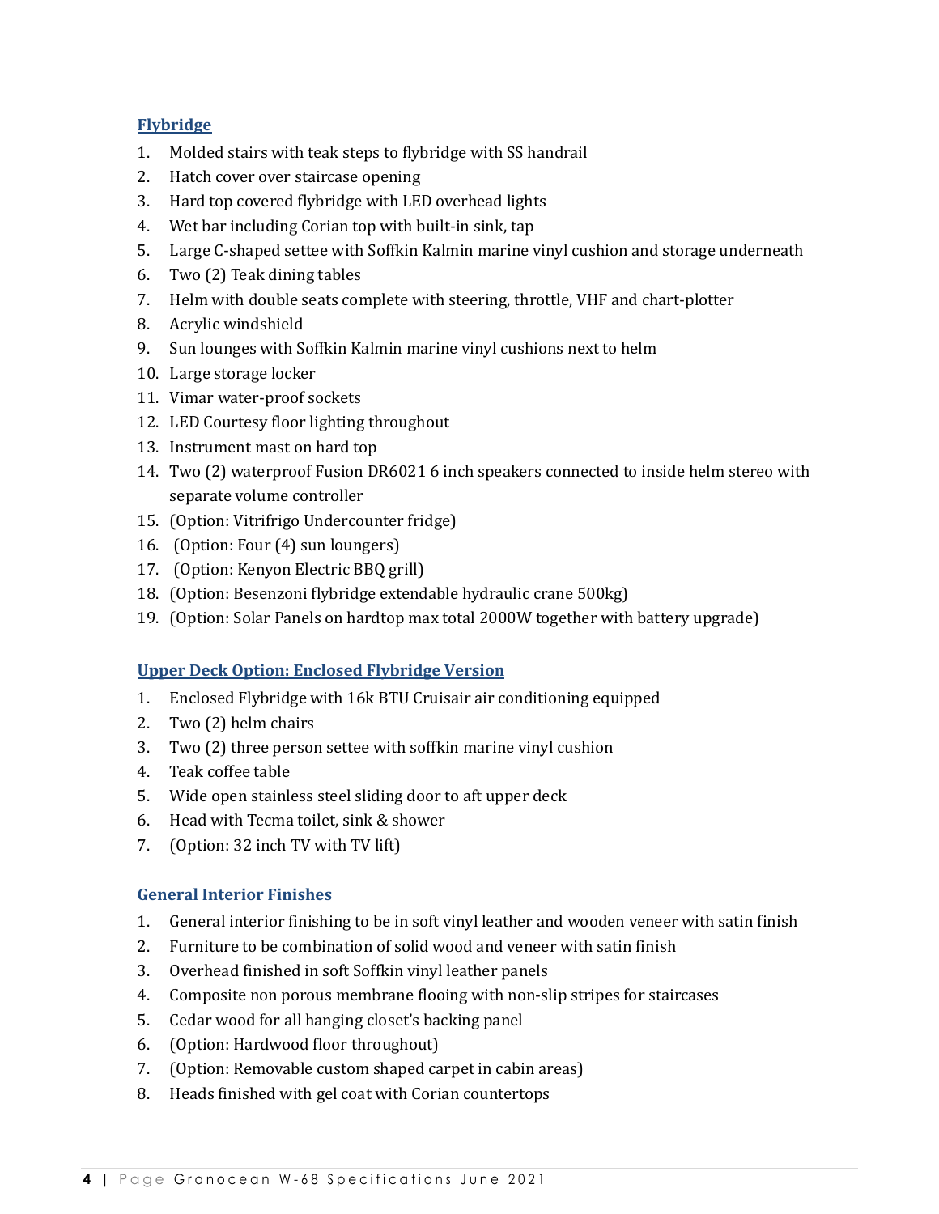**Flybridge**

1. Molded stairs with teak steps to flybridge with SS handrail
2. Hatch cover over staircase opening
3. Hard top covered flybridge with LED overhead lights
4. Wet bar including Corian top with built-in sink, tap
5. Large C-shaped settee with Soffkin Kalmin marine vinyl cushion and storage underneath
6. Two (2) Teak dining tables
7. Helm with double seats complete with steering, throttle, VHF and chart-plotter
8. Acrylic windshield
9. Sun lounges with Soffkin Kalmin marine vinyl cushions next to helm
10. Large storage locker
11. Vimar water-proof sockets
12. LED Courtesy floor lighting throughout
13. Instrument mast on hard top
14. Two (2) waterproof Fusion DR6021 6 inch speakers connected to inside helm stereo with separate volume controller
15. (Option: Vitrifrigo Undercounter fridge)
16. (Option: Four (4) sun loungers)
17. (Option: Kenyon Electric BBQ grill)
18. (Option: Besenzoni flybridge extendable hydraulic crane 500kg)
19. (Option: Solar Panels on hardtop max total 2000W together with battery upgrade)

**Upper Deck Option: Enclosed Flybridge Version**

1. Enclosed Flybridge with 16k BTU Cruisair air conditioning equipped
2. Two (2) helm chairs
3. Two (2) three person settee with soffkin marine vinyl cushion
4. Teak coffee table
5. Wide open stainless steel sliding door to aft upper deck
6. Head with Tecma toilet, sink & shower
7. (Option: 32 inch TV with TV lift)

**General Interior Finishes**

1. General interior finishing to be in soft vinyl leather and wooden veneer with satin finish
2. Furniture to be combination of solid wood and veneer with satin finish
3. Overhead finished in soft Soffkin vinyl leather panels
4. Composite non porous membrane flooing with non-slip stripes for staircases
5. Cedar wood for all hanging closet's backing panel
6. (Option: Hardwood floor throughout)
7. (Option: Removable custom shaped carpet in cabin areas)
8. Heads finished with gel coat with Corian countertops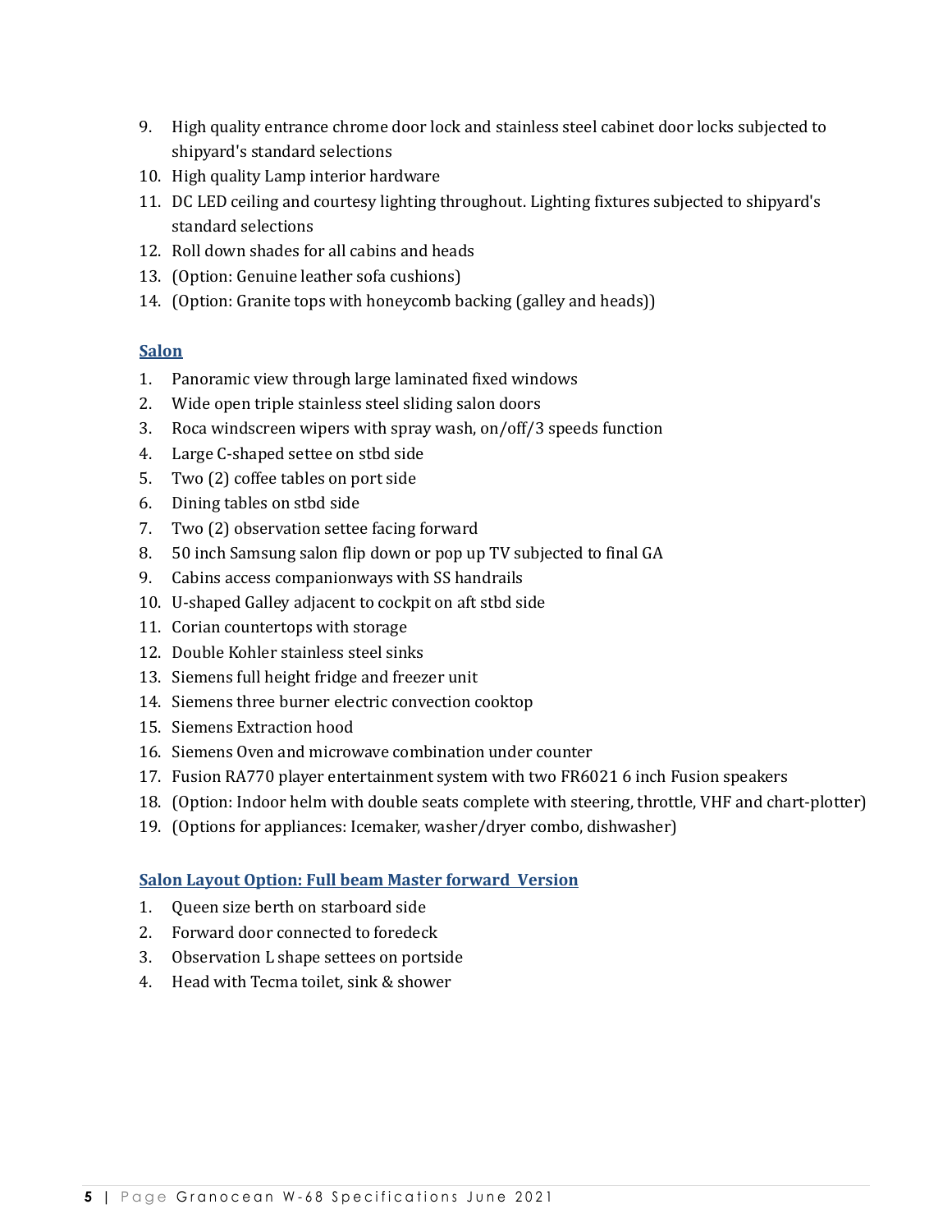9. High quality entrance chrome door lock and stainless steel cabinet door locks subjected to shipyard's standard selections
10. High quality Lamp interior hardware
11. DC LED ceiling and courtesy lighting throughout. Lighting fixtures subjected to shipyard's standard selections
12. Roll down shades for all cabins and heads
13. (Option: Genuine leather sofa cushions)
14. (Option: Granite tops with honeycomb backing (galley and heads))

### Salon

1. Panoramic view through large laminated fixed windows
2. Wide open triple stainless steel sliding salon doors
3. Roca windscreen wipers with spray wash, on/off/3 speeds function
4. Large C-shaped settee on stbd side
5. Two (2) coffee tables on port side
6. Dining tables on stbd side
7. Two (2) observation settee facing forward
8. 50 inch Samsung salon flip down or pop up TV subjected to final GA
9. Cabins access companionways with SS handrails
10. U-shaped Galley adjacent to cockpit on aft stbd side
11. Corian countertops with storage
12. Double Kohler stainless steel sinks
13. Siemens full height fridge and freezer unit
14. Siemens three burner electric convection cooktop
15. Siemens Extraction hood
16. Siemens Oven and microwave combination under counter
17. Fusion RA770 player entertainment system with two FR6021 6 inch Fusion speakers
18. (Option: Indoor helm with double seats complete with steering, throttle, VHF and chart-plotter)
19. (Options for appliances: Icemaker, washer/dryer combo, dishwasher)

### Salon Layout Option: Full beam Master forward Version

1. Queen size berth on starboard side
2. Forward door connected to foredeck
3. Observation L shape settees on portside
4. Head with Tecma toilet, sink & shower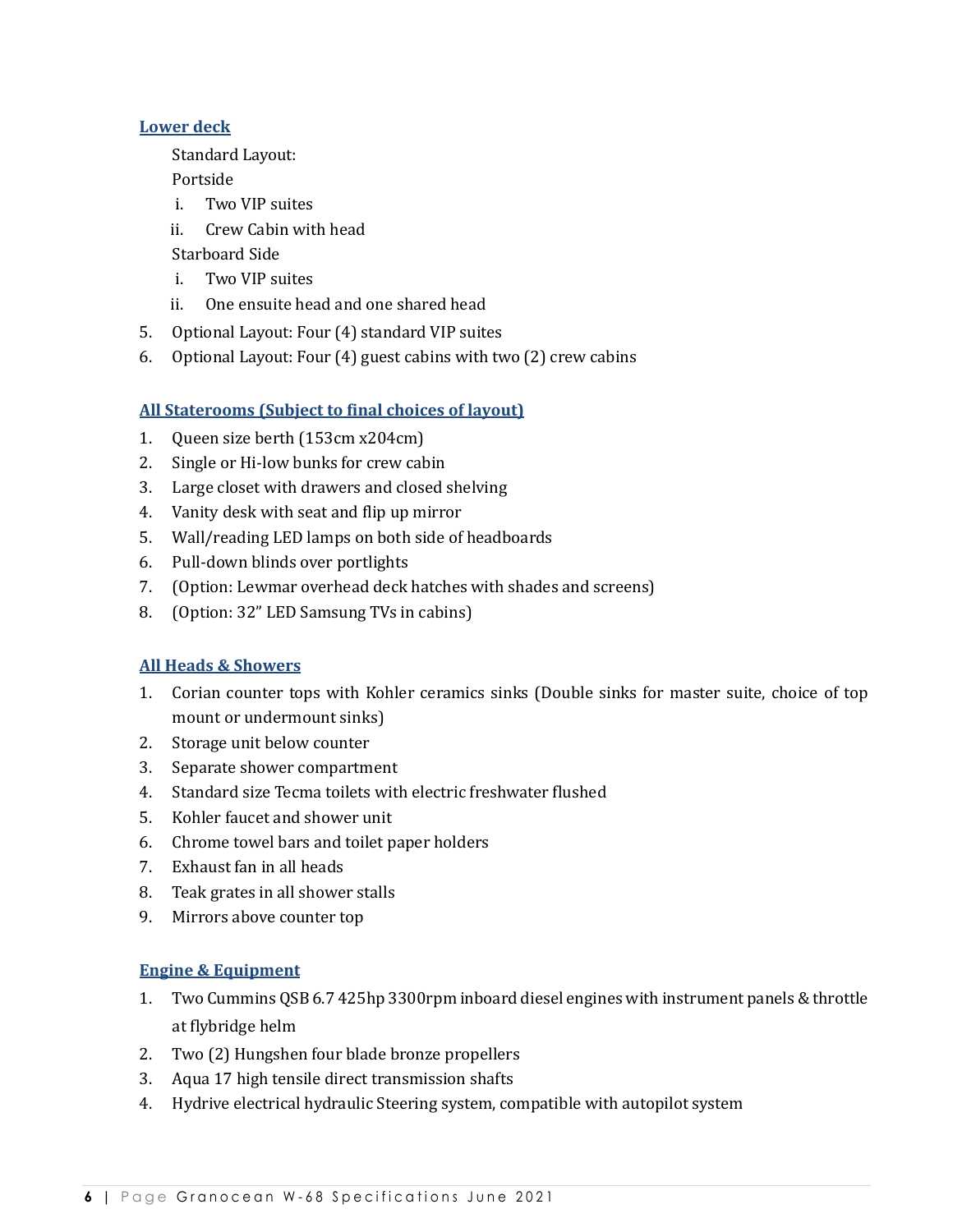### Lower deck

Standard Layout:

Portside

i. Two VIP suites
ii. Crew Cabin with head

Starboard Side

i. Two VIP suites
ii. One ensuite head and one shared head

5. Optional Layout: Four (4) standard VIP suites
6. Optional Layout: Four (4) guest cabins with two (2) crew cabins

### All Staterooms (Subject to final choices of layout)

1. Queen size berth (153cm x204cm)
2. Single or Hi-low bunks for crew cabin
3. Large closet with drawers and closed shelving
4. Vanity desk with seat and flip up mirror
5. Wall/reading LED lamps on both side of headboards
6. Pull-down blinds over portlights
7. (Option: Lewmar overhead deck hatches with shades and screens)
8. (Option: 32" LED Samsung TVs in cabins)

### All Heads & Showers

1. Corian counter tops with Kohler ceramics sinks (Double sinks for master suite, choice of top mount or undermount sinks)
2. Storage unit below counter
3. Separate shower compartment
4. Standard size Tecma toilets with electric freshwater flushed
5. Kohler faucet and shower unit
6. Chrome towel bars and toilet paper holders
7. Exhaust fan in all heads
8. Teak grates in all shower stalls
9. Mirrors above counter top

### Engine & Equipment

1. Two Cummins QSB 6.7 425hp 3300rpm inboard diesel engines with instrument panels & throttle at flybridge helm
2. Two (2) Hungshen four blade bronze propellers
3. Aqua 17 high tensile direct transmission shafts
4. Hydrive electrical hydraulic Steering system, compatible with autopilot system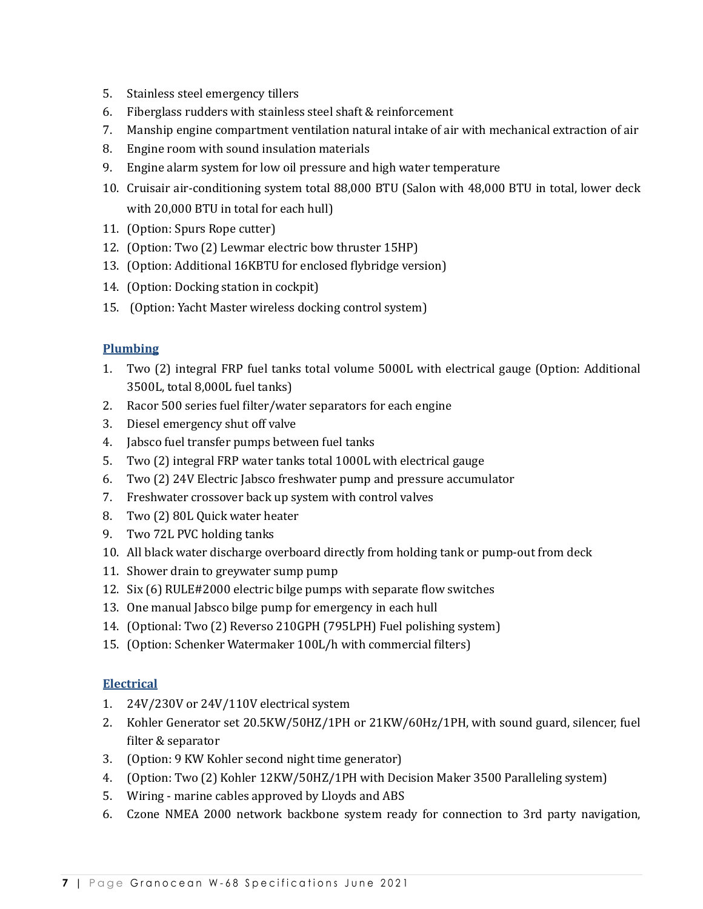5. Stainless steel emergency tillers
6. Fiberglass rudders with stainless steel shaft & reinforcement
7. Manship engine compartment ventilation natural intake of air with mechanical extraction of air
8. Engine room with sound insulation materials
9. Engine alarm system for low oil pressure and high water temperature
10. Cruisair air-conditioning system total 88,000 BTU (Salon with 48,000 BTU in total, lower deck with 20,000 BTU in total for each hull)
11. (Option: Spurs Rope cutter)
12. (Option: Two (2) Lewmar electric bow thruster 15HP)
13. (Option: Additional 16KBTU for enclosed flybridge version)
14. (Option: Docking station in cockpit)
15. (Option: Yacht Master wireless docking control system)

## Plumbing

1. Two (2) integral FRP fuel tanks total volume 5000L with electrical gauge (Option: Additional 3500L, total 8,000L fuel tanks)
2. Racor 500 series fuel filter/water separators for each engine
3. Diesel emergency shut off valve
4. Jabsco fuel transfer pumps between fuel tanks
5. Two (2) integral FRP water tanks total 1000L with electrical gauge
6. Two (2) 24V Electric Jabsco freshwater pump and pressure accumulator
7. Freshwater crossover back up system with control valves
8. Two (2) 80L Quick water heater
9. Two 72L PVC holding tanks
10. All black water discharge overboard directly from holding tank or pump-out from deck
11. Shower drain to greywater sump pump
12. Six (6) RULE#2000 electric bilge pumps with separate flow switches
13. One manual Jabsco bilge pump for emergency in each hull
14. (Optional: Two (2) Reverso 210GPH (795LPH) Fuel polishing system)
15. (Option: Schenker Watermaker 100L/h with commercial filters)

## Electrical

1. 24V/230V or 24V/110V electrical system
2. Kohler Generator set 20.5KW/50HZ/1PH or 21KW/60Hz/1PH, with sound guard, silencer, fuel filter & separator
3. (Option: 9 KW Kohler second night time generator)
4. (Option: Two (2) Kohler 12KW/50HZ/1PH with Decision Maker 3500 Paralleling system)
5. Wiring - marine cables approved by Lloyds and ABS
6. Czone NMEA 2000 network backbone system ready for connection to 3rd party navigation,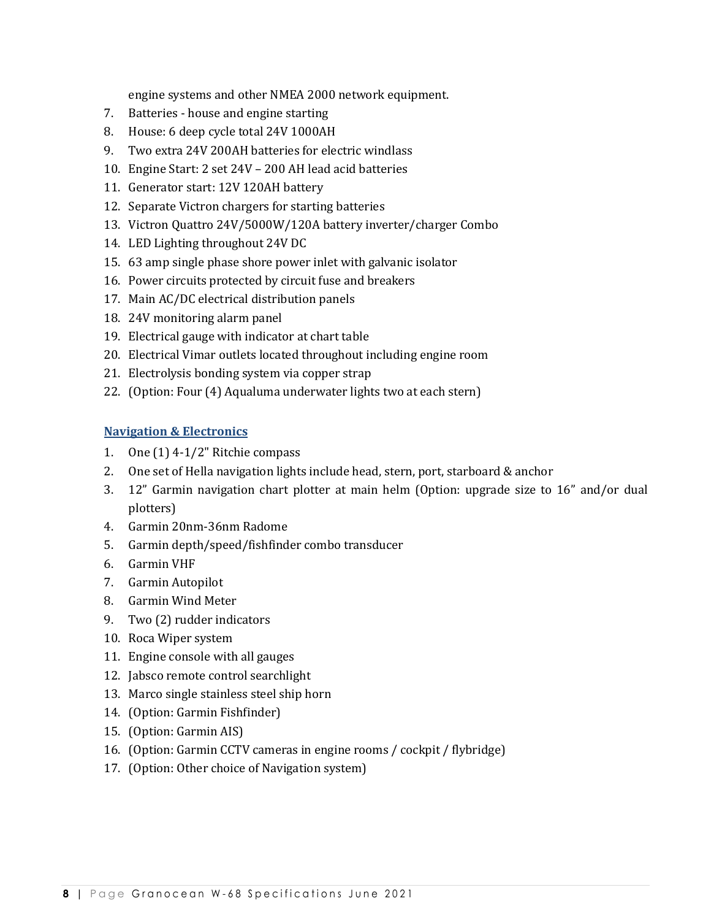engine systems and other NMEA 2000 network equipment.

7. Batteries - house and engine starting
8. House: 6 deep cycle total 24V 1000AH
9. Two extra 24V 200AH batteries for electric windlass
10. Engine Start: 2 set 24V – 200 AH lead acid batteries
11. Generator start: 12V 120AH battery
12. Separate Victron chargers for starting batteries
13. Victron Quattro 24V/5000W/120A battery inverter/charger Combo
14. LED Lighting throughout 24V DC
15. 63 amp single phase shore power inlet with galvanic isolator
16. Power circuits protected by circuit fuse and breakers
17. Main AC/DC electrical distribution panels
18. 24V monitoring alarm panel
19. Electrical gauge with indicator at chart table
20. Electrical Vimar outlets located throughout including engine room
21. Electrolysis bonding system via copper strap
22. (Option: Four (4) Aqualuma underwater lights two at each stern)

## Navigation & Electronics

1. One (1) 4-1/2" Ritchie compass
2. One set of Hella navigation lights include head, stern, port, starboard & anchor
3. 12" Garmin navigation chart plotter at main helm (Option: upgrade size to 16" and/or dual plotters)
4. Garmin 20nm-36nm Radome
5. Garmin depth/speed/fishfinder combo transducer
6. Garmin VHF
7. Garmin Autopilot
8. Garmin Wind Meter
9. Two (2) rudder indicators
10. Roca Wiper system
11. Engine console with all gauges
12. Jabsco remote control searchlight
13. Marco single stainless steel ship horn
14. (Option: Garmin Fishfinder)
15. (Option: Garmin AIS)
16. (Option: Garmin CCTV cameras in engine rooms / cockpit / flybridge)
17. (Option: Other choice of Navigation system)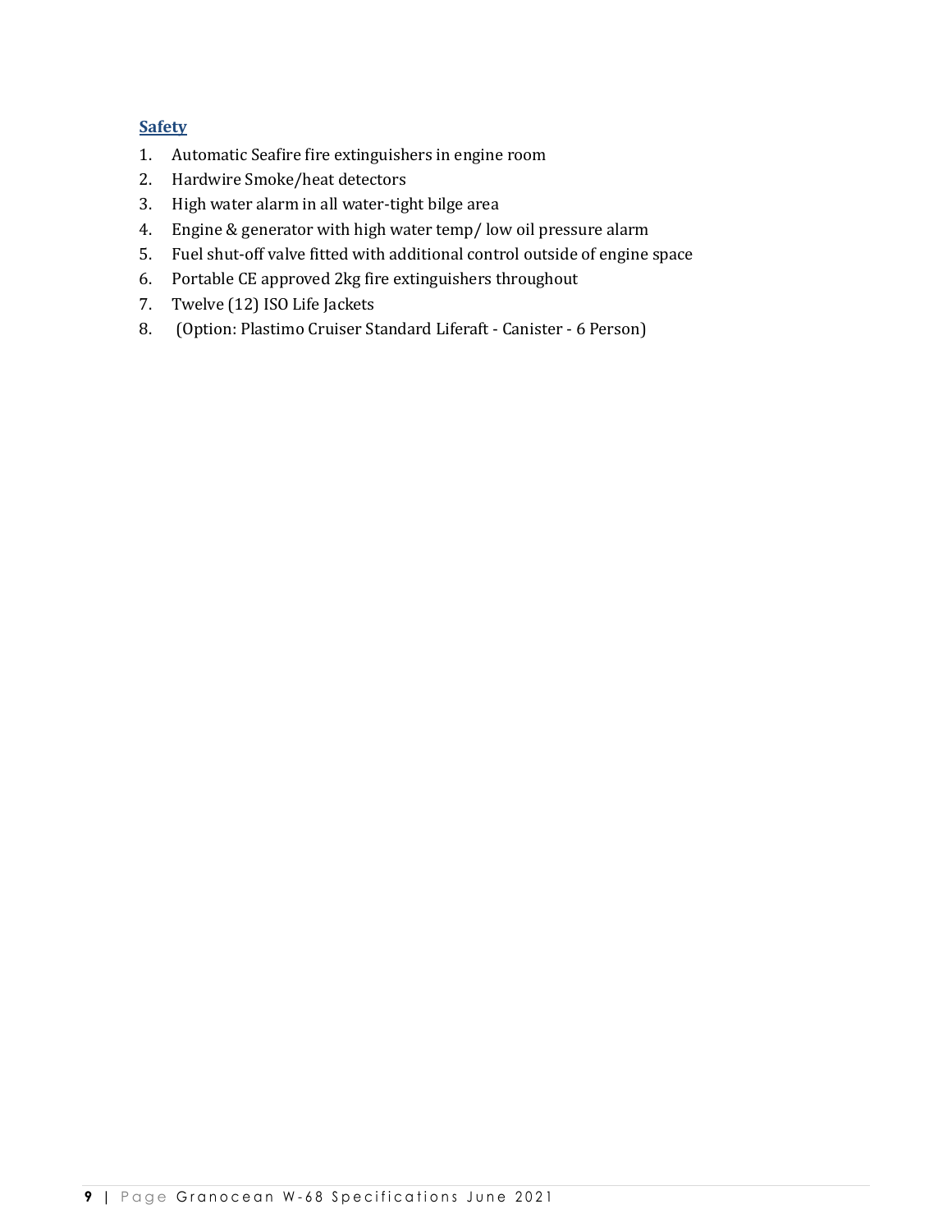## Safety

1. Automatic Seafire fire extinguishers in engine room
2. Hardwire Smoke/heat detectors
3. High water alarm in all water-tight bilge area
4. Engine & generator with high water temp/ low oil pressure alarm
5. Fuel shut-off valve fitted with additional control outside of engine space
6. Portable CE approved 2kg fire extinguishers throughout
7. Twelve (12) ISO Life Jackets
8. (Option: Plastimo Cruiser Standard Liferaft - Canister - 6 Person)